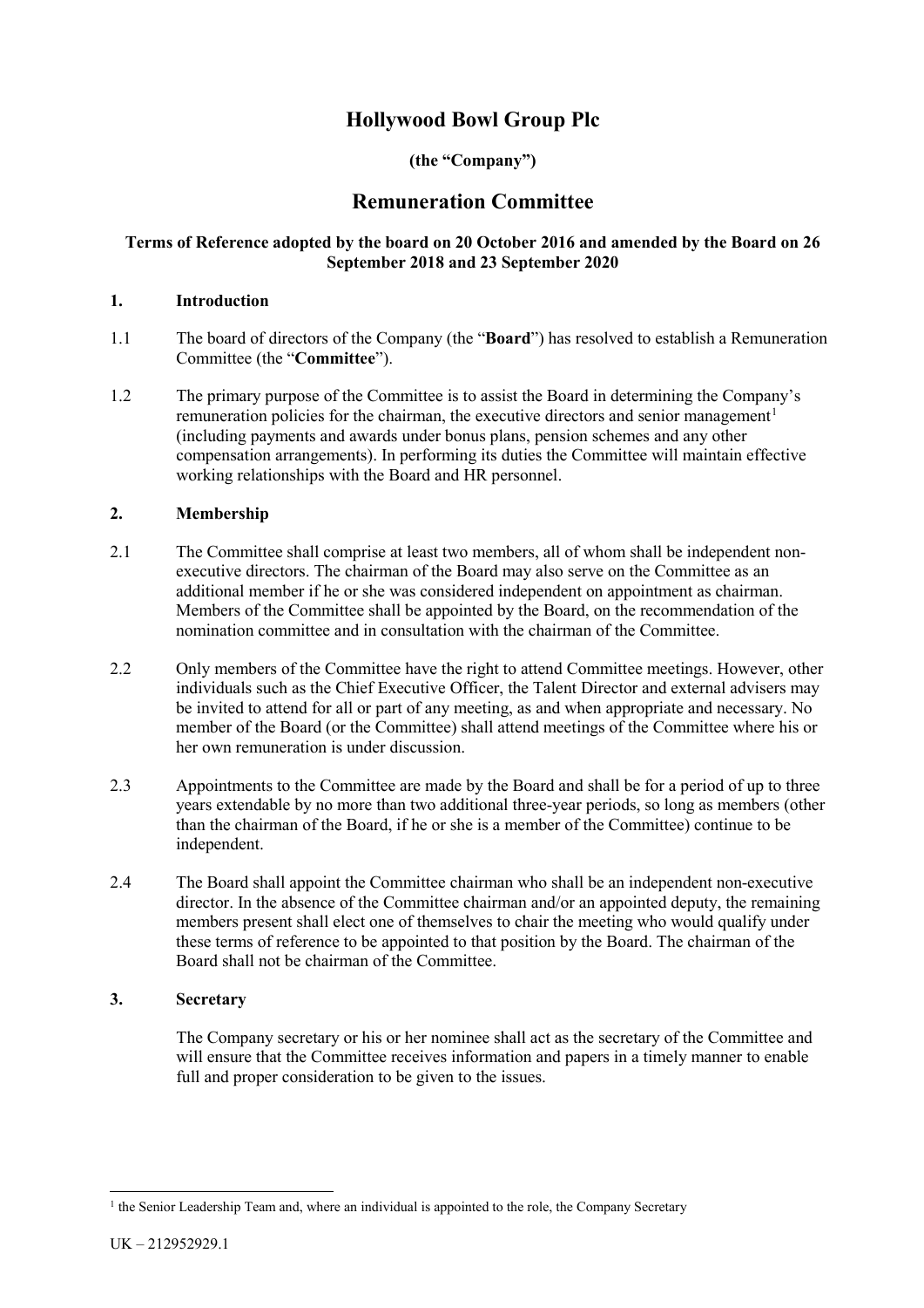# Hollywood Bowl Group Plc

**(the "Company")**

## Remuneration Committee

**Terms of Reference adopted by the board on 20 October 2016 and amended by the Board on 26 September 2018 and 23 September 2020**

### 1. Introduction

1.1 The board of directors of the Company (the "**Board**") has resolved to establish a Remuneration Committee (the "**Committee**").

1.2 The primary purpose of the Committee is to assist the Board in determining the Company's remuneration policies for the chairman, the executive directors and senior management[1] (including payments and awards under bonus plans, pension schemes and any other compensation arrangements). In performing its duties the Committee will maintain effective working relationships with the Board and HR personnel.

### 2. Membership

2.1 The Committee shall comprise at least two members, all of whom shall be independent non-executive directors. The chairman of the Board may also serve on the Committee as an additional member if he or she was considered independent on appointment as chairman. Members of the Committee shall be appointed by the Board, on the recommendation of the nomination committee and in consultation with the chairman of the Committee.

2.2 Only members of the Committee have the right to attend Committee meetings. However, other individuals such as the Chief Executive Officer, the Talent Director and external advisers may be invited to attend for all or part of any meeting, as and when appropriate and necessary. No member of the Board (or the Committee) shall attend meetings of the Committee where his or her own remuneration is under discussion.

2.3 Appointments to the Committee are made by the Board and shall be for a period of up to three years extendable by no more than two additional three-year periods, so long as members (other than the chairman of the Board, if he or she is a member of the Committee) continue to be independent.

2.4 The Board shall appoint the Committee chairman who shall be an independent non-executive director. In the absence of the Committee chairman and/or an appointed deputy, the remaining members present shall elect one of themselves to chair the meeting who would qualify under these terms of reference to be appointed to that position by the Board. The chairman of the Board shall not be chairman of the Committee.

### 3. Secretary

The Company secretary or his or her nominee shall act as the secretary of the Committee and will ensure that the Committee receives information and papers in a timely manner to enable full and proper consideration to be given to the issues.

---

[1] the Senior Leadership Team and, where an individual is appointed to the role, the Company Secretary

UK – 212952929.1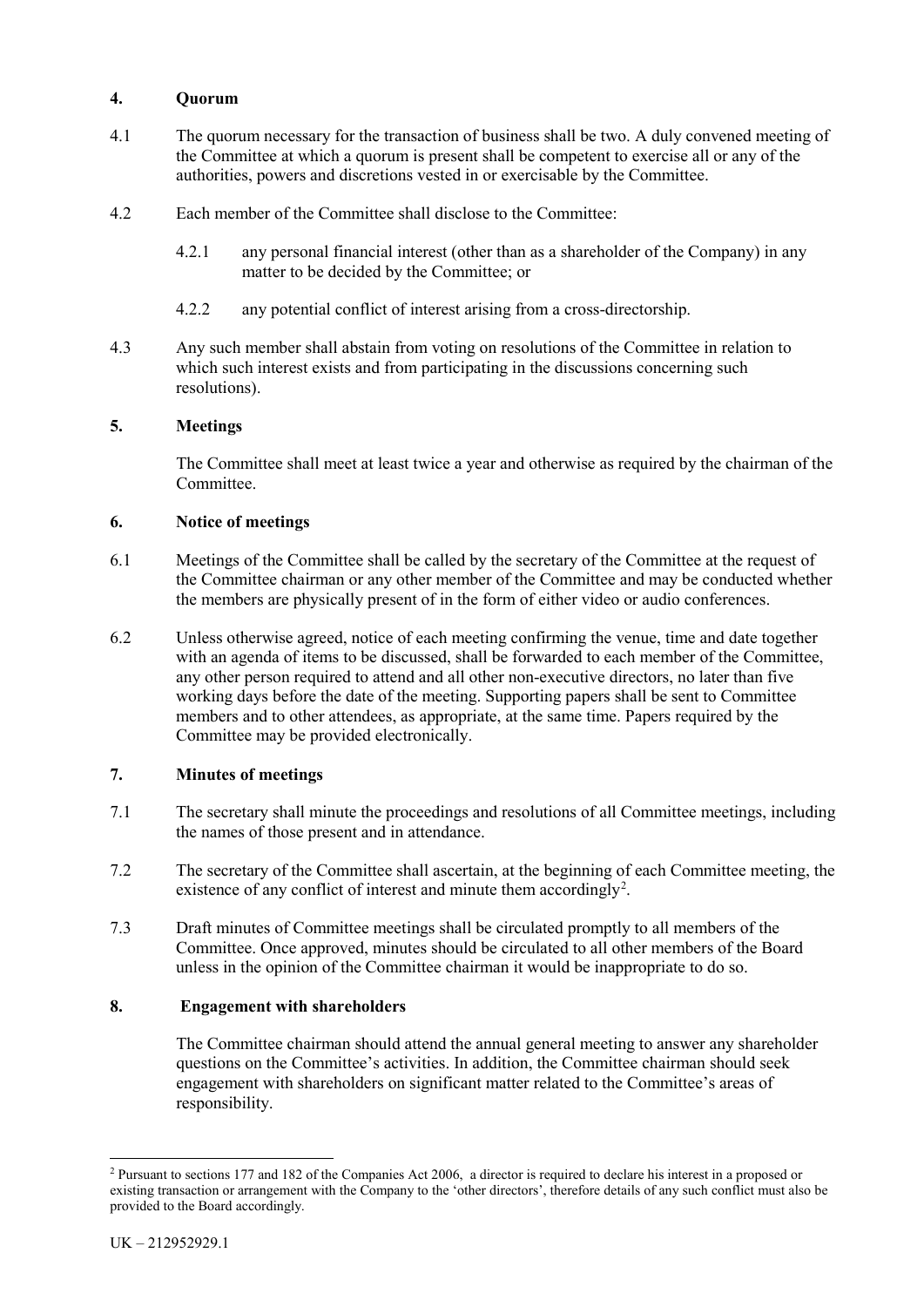## 4. Quorum

4.1 The quorum necessary for the transaction of business shall be two. A duly convened meeting of the Committee at which a quorum is present shall be competent to exercise all or any of the authorities, powers and discretions vested in or exercisable by the Committee.

4.2 Each member of the Committee shall disclose to the Committee:

4.2.1 any personal financial interest (other than as a shareholder of the Company) in any matter to be decided by the Committee; or

4.2.2 any potential conflict of interest arising from a cross-directorship.

4.3 Any such member shall abstain from voting on resolutions of the Committee in relation to which such interest exists and from participating in the discussions concerning such resolutions).

## 5. Meetings

The Committee shall meet at least twice a year and otherwise as required by the chairman of the Committee.

## 6. Notice of meetings

6.1 Meetings of the Committee shall be called by the secretary of the Committee at the request of the Committee chairman or any other member of the Committee and may be conducted whether the members are physically present of in the form of either video or audio conferences.

6.2 Unless otherwise agreed, notice of each meeting confirming the venue, time and date together with an agenda of items to be discussed, shall be forwarded to each member of the Committee, any other person required to attend and all other non-executive directors, no later than five working days before the date of the meeting. Supporting papers shall be sent to Committee members and to other attendees, as appropriate, at the same time. Papers required by the Committee may be provided electronically.

## 7. Minutes of meetings

7.1 The secretary shall minute the proceedings and resolutions of all Committee meetings, including the names of those present and in attendance.

7.2 The secretary of the Committee shall ascertain, at the beginning of each Committee meeting, the existence of any conflict of interest and minute them accordingly[2].

7.3 Draft minutes of Committee meetings shall be circulated promptly to all members of the Committee. Once approved, minutes should be circulated to all other members of the Board unless in the opinion of the Committee chairman it would be inappropriate to do so.

## 8. Engagement with shareholders

The Committee chairman should attend the annual general meeting to answer any shareholder questions on the Committee's activities. In addition, the Committee chairman should seek engagement with shareholders on significant matter related to the Committee's areas of responsibility.

---

[2] Pursuant to sections 177 and 182 of the Companies Act 2006, a director is required to declare his interest in a proposed or existing transaction or arrangement with the Company to the 'other directors', therefore details of any such conflict must also be provided to the Board accordingly.

UK – 212952929.1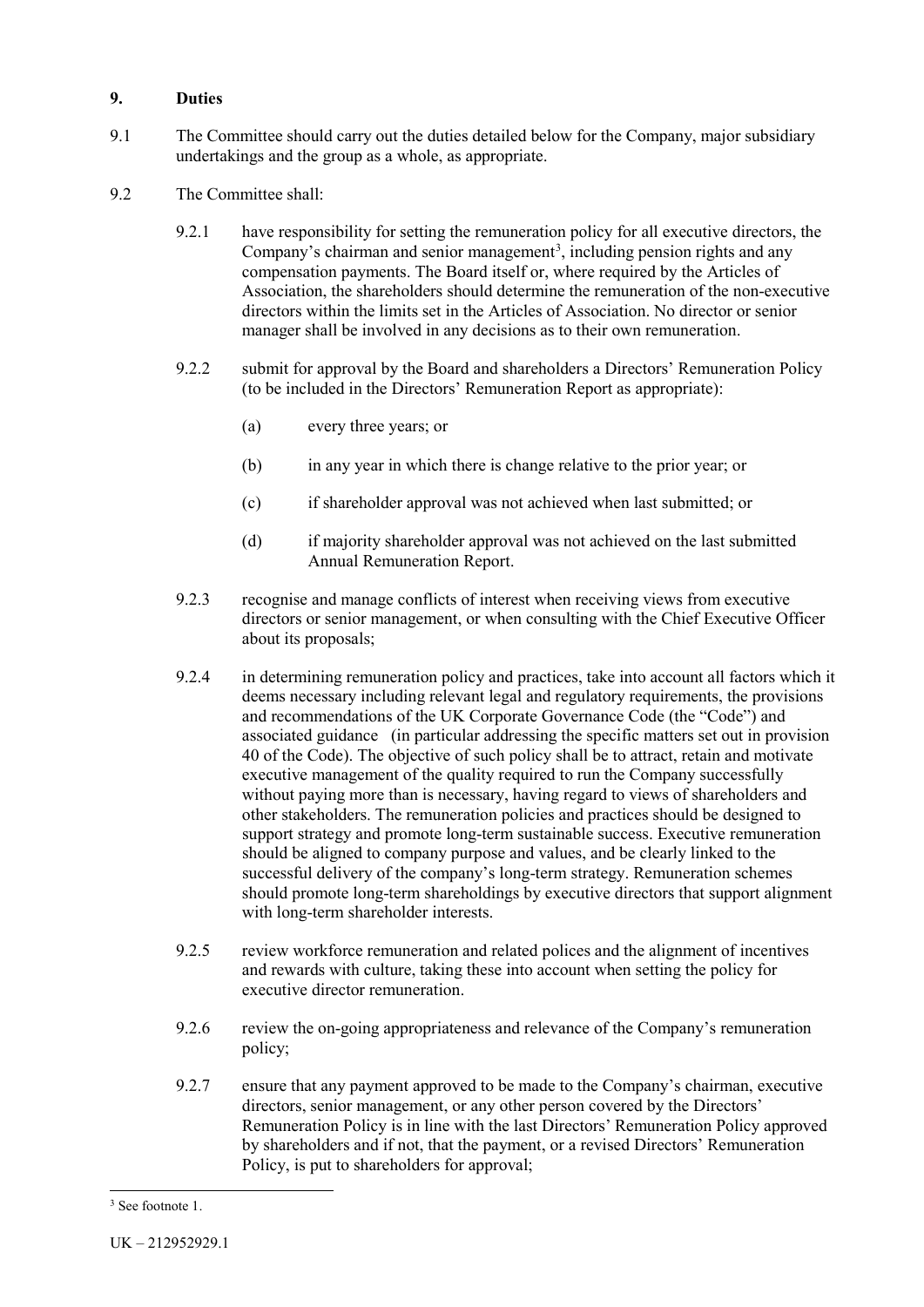## 9. Duties

9.1 The Committee should carry out the duties detailed below for the Company, major subsidiary undertakings and the group as a whole, as appropriate.

9.2 The Committee shall:

9.2.1 have responsibility for setting the remuneration policy for all executive directors, the Company's chairman and senior management[3], including pension rights and any compensation payments. The Board itself or, where required by the Articles of Association, the shareholders should determine the remuneration of the non-executive directors within the limits set in the Articles of Association. No director or senior manager shall be involved in any decisions as to their own remuneration.

9.2.2 submit for approval by the Board and shareholders a Directors' Remuneration Policy (to be included in the Directors' Remuneration Report as appropriate):

(a) every three years; or

(b) in any year in which there is change relative to the prior year; or

(c) if shareholder approval was not achieved when last submitted; or

(d) if majority shareholder approval was not achieved on the last submitted Annual Remuneration Report.

9.2.3 recognise and manage conflicts of interest when receiving views from executive directors or senior management, or when consulting with the Chief Executive Officer about its proposals;

9.2.4 in determining remuneration policy and practices, take into account all factors which it deems necessary including relevant legal and regulatory requirements, the provisions and recommendations of the UK Corporate Governance Code (the "Code") and associated guidance (in particular addressing the specific matters set out in provision 40 of the Code). The objective of such policy shall be to attract, retain and motivate executive management of the quality required to run the Company successfully without paying more than is necessary, having regard to views of shareholders and other stakeholders. The remuneration policies and practices should be designed to support strategy and promote long-term sustainable success. Executive remuneration should be aligned to company purpose and values, and be clearly linked to the successful delivery of the company's long-term strategy. Remuneration schemes should promote long-term shareholdings by executive directors that support alignment with long-term shareholder interests.

9.2.5 review workforce remuneration and related polices and the alignment of incentives and rewards with culture, taking these into account when setting the policy for executive director remuneration.

9.2.6 review the on-going appropriateness and relevance of the Company's remuneration policy;

9.2.7 ensure that any payment approved to be made to the Company's chairman, executive directors, senior management, or any other person covered by the Directors' Remuneration Policy is in line with the last Directors' Remuneration Policy approved by shareholders and if not, that the payment, or a revised Directors' Remuneration Policy, is put to shareholders for approval;

---

[3] See footnote 1.

UK – 212952929.1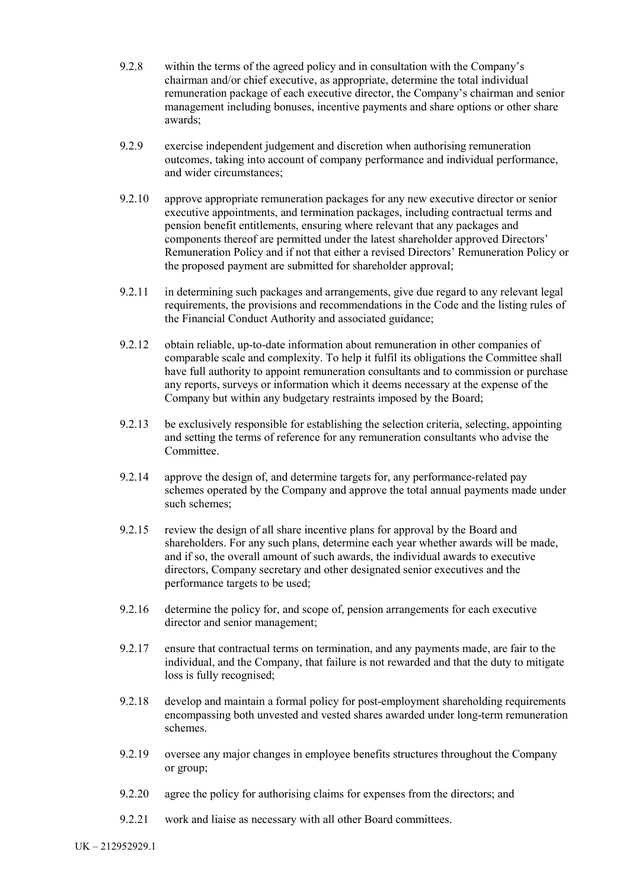9.2.8 within the terms of the agreed policy and in consultation with the Company's chairman and/or chief executive, as appropriate, determine the total individual remuneration package of each executive director, the Company's chairman and senior management including bonuses, incentive payments and share options or other share awards;

9.2.9 exercise independent judgement and discretion when authorising remuneration outcomes, taking into account of company performance and individual performance, and wider circumstances;

9.2.10 approve appropriate remuneration packages for any new executive director or senior executive appointments, and termination packages, including contractual terms and pension benefit entitlements, ensuring where relevant that any packages and components thereof are permitted under the latest shareholder approved Directors' Remuneration Policy and if not that either a revised Directors' Remuneration Policy or the proposed payment are submitted for shareholder approval;

9.2.11 in determining such packages and arrangements, give due regard to any relevant legal requirements, the provisions and recommendations in the Code and the listing rules of the Financial Conduct Authority and associated guidance;

9.2.12 obtain reliable, up-to-date information about remuneration in other companies of comparable scale and complexity. To help it fulfil its obligations the Committee shall have full authority to appoint remuneration consultants and to commission or purchase any reports, surveys or information which it deems necessary at the expense of the Company but within any budgetary restraints imposed by the Board;

9.2.13 be exclusively responsible for establishing the selection criteria, selecting, appointing and setting the terms of reference for any remuneration consultants who advise the Committee.

9.2.14 approve the design of, and determine targets for, any performance-related pay schemes operated by the Company and approve the total annual payments made under such schemes;

9.2.15 review the design of all share incentive plans for approval by the Board and shareholders. For any such plans, determine each year whether awards will be made, and if so, the overall amount of such awards, the individual awards to executive directors, Company secretary and other designated senior executives and the performance targets to be used;

9.2.16 determine the policy for, and scope of, pension arrangements for each executive director and senior management;

9.2.17 ensure that contractual terms on termination, and any payments made, are fair to the individual, and the Company, that failure is not rewarded and that the duty to mitigate loss is fully recognised;

9.2.18 develop and maintain a formal policy for post-employment shareholding requirements encompassing both unvested and vested shares awarded under long-term remuneration schemes.

9.2.19 oversee any major changes in employee benefits structures throughout the Company or group;

9.2.20 agree the policy for authorising claims for expenses from the directors; and

9.2.21 work and liaise as necessary with all other Board committees.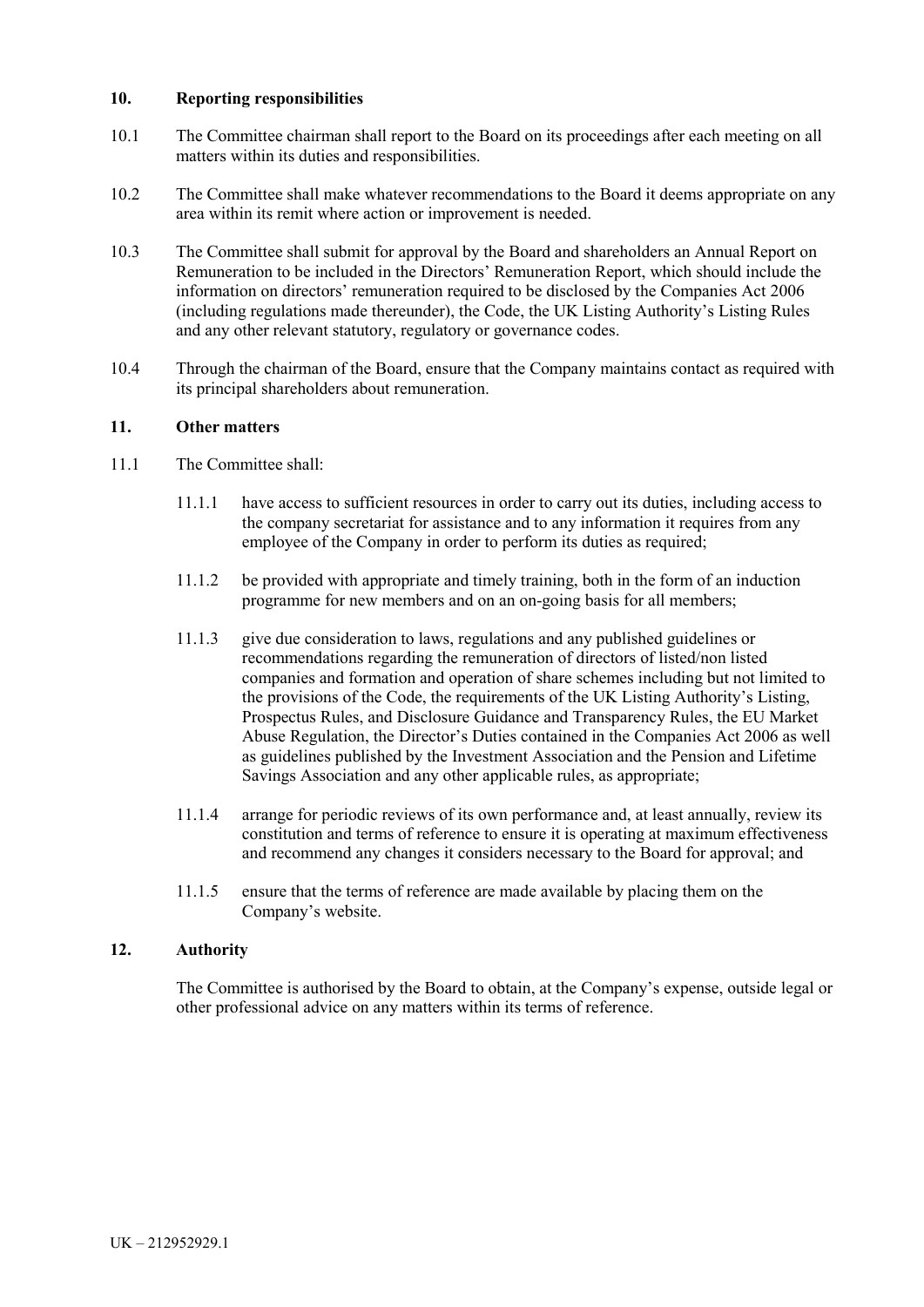## 10. Reporting responsibilities

10.1 The Committee chairman shall report to the Board on its proceedings after each meeting on all matters within its duties and responsibilities.

10.2 The Committee shall make whatever recommendations to the Board it deems appropriate on any area within its remit where action or improvement is needed.

10.3 The Committee shall submit for approval by the Board and shareholders an Annual Report on Remuneration to be included in the Directors' Remuneration Report, which should include the information on directors' remuneration required to be disclosed by the Companies Act 2006 (including regulations made thereunder), the Code, the UK Listing Authority's Listing Rules and any other relevant statutory, regulatory or governance codes.

10.4 Through the chairman of the Board, ensure that the Company maintains contact as required with its principal shareholders about remuneration.

## 11. Other matters

11.1 The Committee shall:

11.1.1 have access to sufficient resources in order to carry out its duties, including access to the company secretariat for assistance and to any information it requires from any employee of the Company in order to perform its duties as required;

11.1.2 be provided with appropriate and timely training, both in the form of an induction programme for new members and on an on-going basis for all members;

11.1.3 give due consideration to laws, regulations and any published guidelines or recommendations regarding the remuneration of directors of listed/non listed companies and formation and operation of share schemes including but not limited to the provisions of the Code, the requirements of the UK Listing Authority's Listing, Prospectus Rules, and Disclosure Guidance and Transparency Rules, the EU Market Abuse Regulation, the Director's Duties contained in the Companies Act 2006 as well as guidelines published by the Investment Association and the Pension and Lifetime Savings Association and any other applicable rules, as appropriate;

11.1.4 arrange for periodic reviews of its own performance and, at least annually, review its constitution and terms of reference to ensure it is operating at maximum effectiveness and recommend any changes it considers necessary to the Board for approval; and

11.1.5 ensure that the terms of reference are made available by placing them on the Company's website.

## 12. Authority

The Committee is authorised by the Board to obtain, at the Company's expense, outside legal or other professional advice on any matters within its terms of reference.

UK – 212952929.1